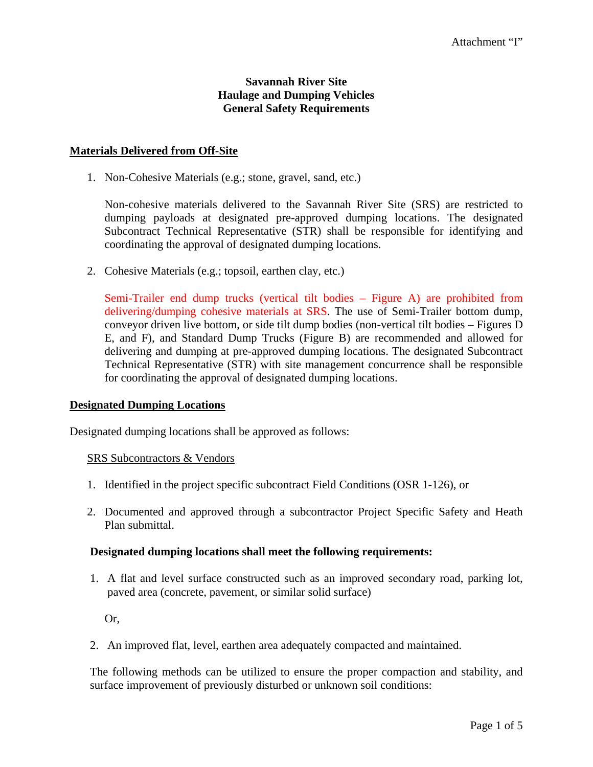Attachment "I"

# Savannah River Site
# Haulage and Dumping Vehicles
# General Safety Requirements

## <u>Materials Delivered from Off-Site</u>

1. Non-Cohesive Materials (e.g.; stone, gravel, sand, etc.)

   Non-cohesive materials delivered to the Savannah River Site (SRS) are restricted to dumping payloads at designated pre-approved dumping locations. The designated Subcontract Technical Representative (STR) shall be responsible for identifying and coordinating the approval of designated dumping locations.

2. Cohesive Materials (e.g.; topsoil, earthen clay, etc.)

   Semi-Trailer end dump trucks (vertical tilt bodies – Figure A) are prohibited from delivering/dumping cohesive materials at SRS. The use of Semi-Trailer bottom dump, conveyor driven live bottom, or side tilt dump bodies (non-vertical tilt bodies – Figures D E, and F), and Standard Dump Trucks (Figure B) are recommended and allowed for delivering and dumping at pre-approved dumping locations. The designated Subcontract Technical Representative (STR) with site management concurrence shall be responsible for coordinating the approval of designated dumping locations.

## <u>Designated Dumping Locations</u>

Designated dumping locations shall be approved as follows:

<u>SRS Subcontractors & Vendors</u>

1. Identified in the project specific subcontract Field Conditions (OSR 1-126), or
2. Documented and approved through a subcontractor Project Specific Safety and Heath Plan submittal.

**Designated dumping locations shall meet the following requirements:**

1. A flat and level surface constructed such as an improved secondary road, parking lot, paved area (concrete, pavement, or similar solid surface)

   Or,

2. An improved flat, level, earthen area adequately compacted and maintained.

The following methods can be utilized to ensure the proper compaction and stability, and surface improvement of previously disturbed or unknown soil conditions: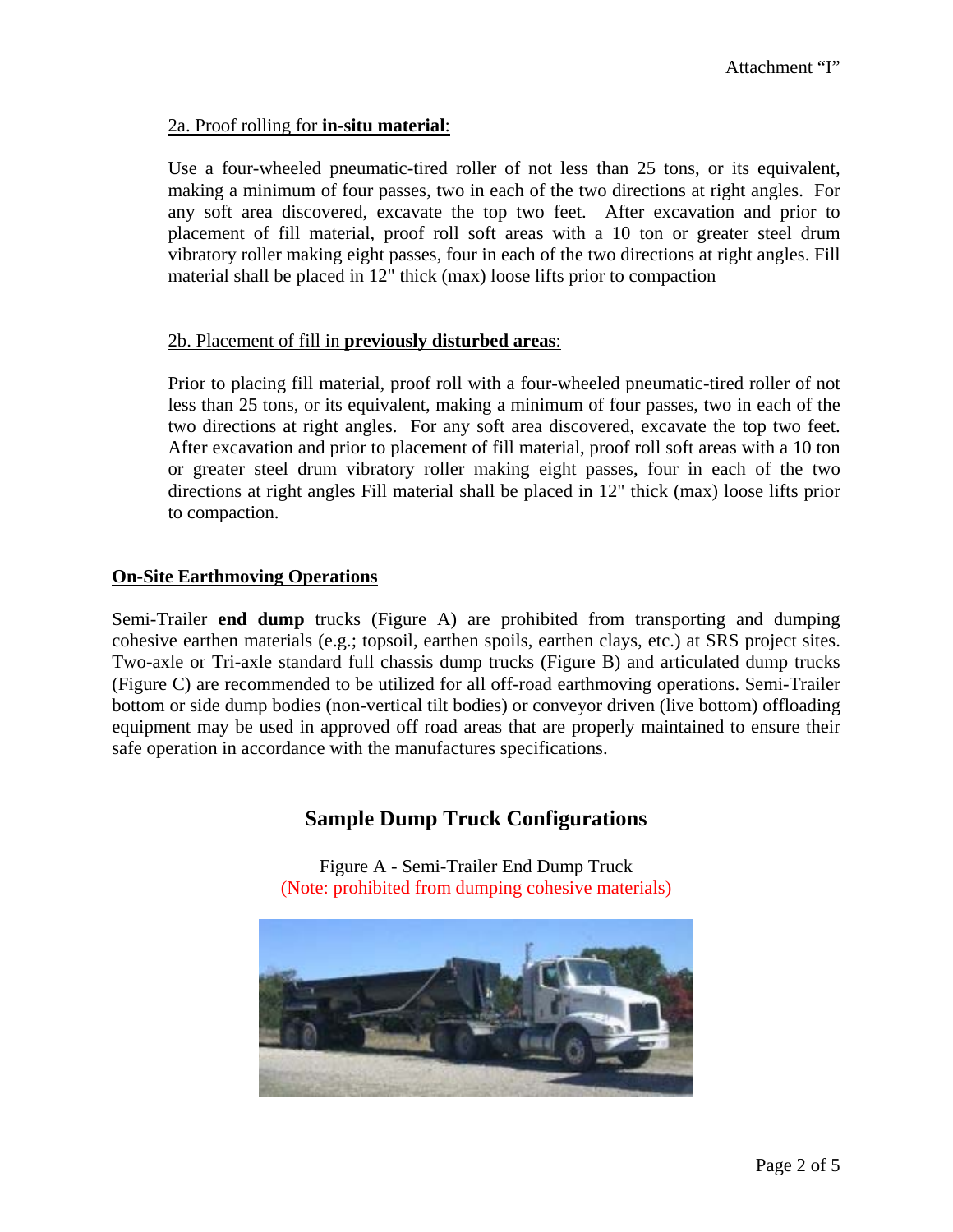2a. Proof rolling for **in-situ material**:

Use a four-wheeled pneumatic-tired roller of not less than 25 tons, or its equivalent, making a minimum of four passes, two in each of the two directions at right angles. For any soft area discovered, excavate the top two feet. After excavation and prior to placement of fill material, proof roll soft areas with a 10 ton or greater steel drum vibratory roller making eight passes, four in each of the two directions at right angles. Fill material shall be placed in 12" thick (max) loose lifts prior to compaction

2b. Placement of fill in **previously disturbed areas**:

Prior to placing fill material, proof roll with a four-wheeled pneumatic-tired roller of not less than 25 tons, or its equivalent, making a minimum of four passes, two in each of the two directions at right angles. For any soft area discovered, excavate the top two feet. After excavation and prior to placement of fill material, proof roll soft areas with a 10 ton or greater steel drum vibratory roller making eight passes, four in each of the two directions at right angles Fill material shall be placed in 12" thick (max) loose lifts prior to compaction.

## On-Site Earthmoving Operations

Semi-Trailer **end dump** trucks (Figure A) are prohibited from transporting and dumping cohesive earthen materials (e.g.; topsoil, earthen spoils, earthen clays, etc.) at SRS project sites. Two-axle or Tri-axle standard full chassis dump trucks (Figure B) and articulated dump trucks (Figure C) are recommended to be utilized for all off-road earthmoving operations. Semi-Trailer bottom or side dump bodies (non-vertical tilt bodies) or conveyor driven (live bottom) offloading equipment may be used in approved off road areas that are properly maintained to ensure their safe operation in accordance with the manufactures specifications.

## Sample Dump Truck Configurations

Figure A - Semi-Trailer End Dump Truck
(Note: prohibited from dumping cohesive materials)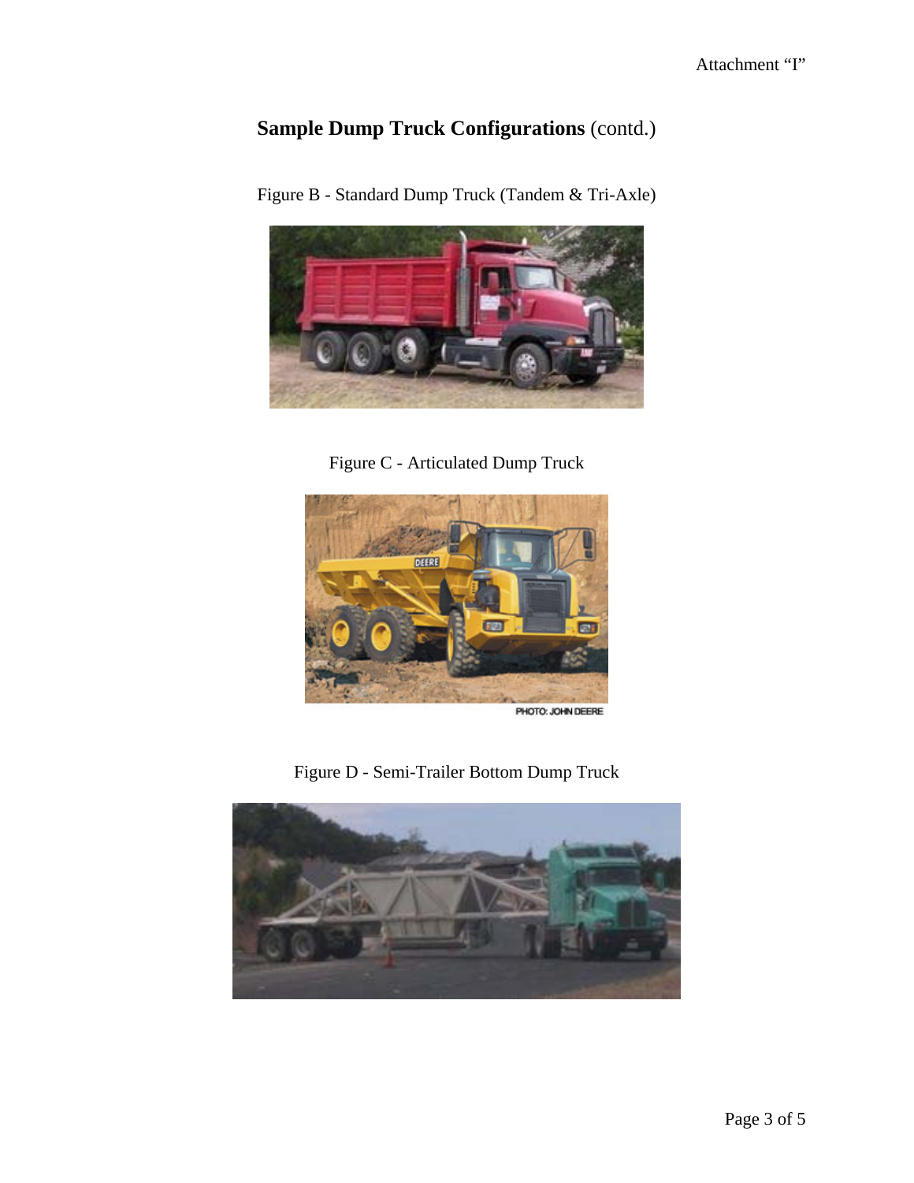## **Sample Dump Truck Configurations** (contd.)

Figure B - Standard Dump Truck (Tandem & Tri-Axle)

Figure C - Articulated Dump Truck

PHOTO: JOHN DEERE

Figure D - Semi-Trailer Bottom Dump Truck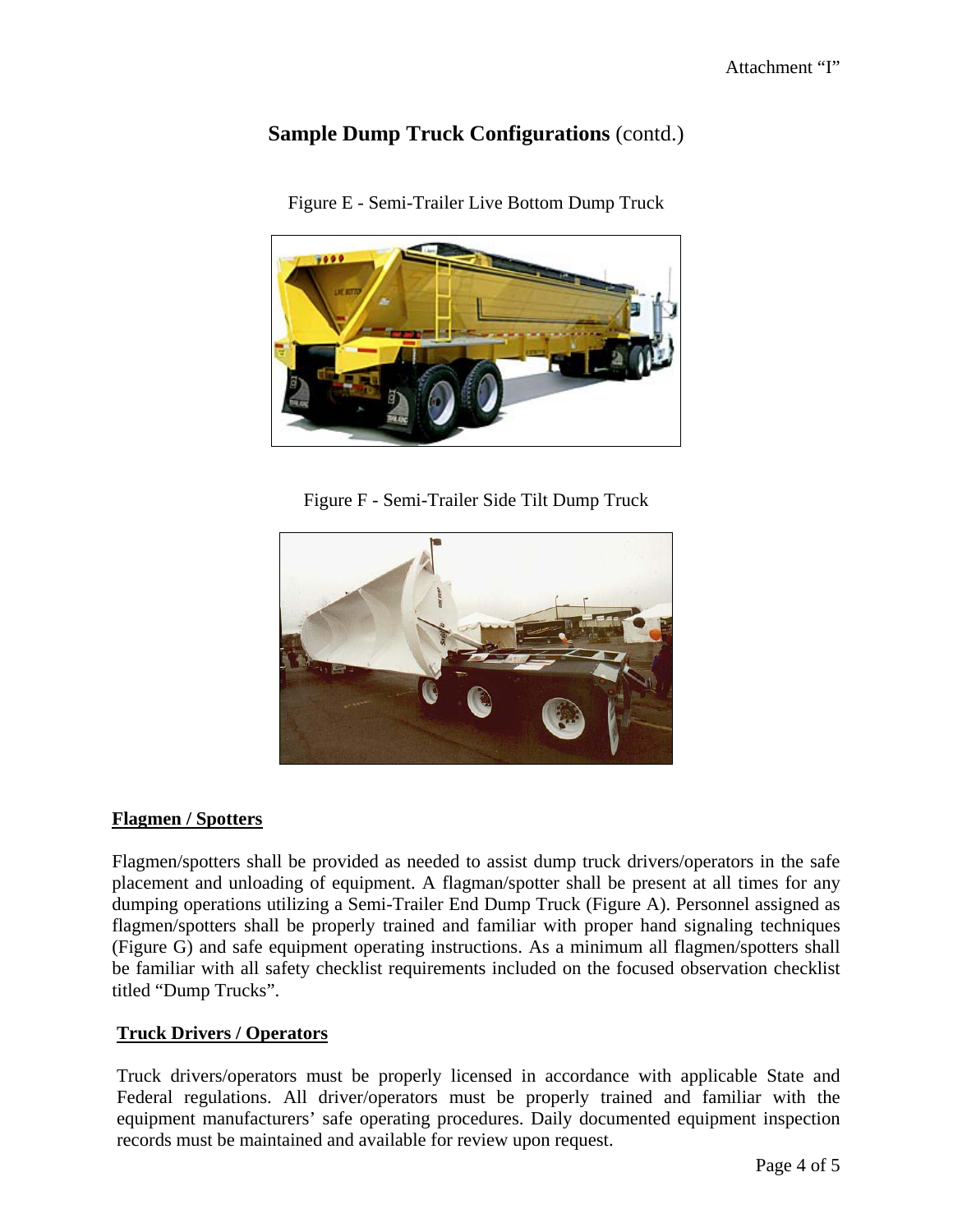## Sample Dump Truck Configurations (contd.)

Figure E - Semi-Trailer Live Bottom Dump Truck

Figure F - Semi-Trailer Side Tilt Dump Truck

### Flagmen / Spotters

Flagmen/spotters shall be provided as needed to assist dump truck drivers/operators in the safe placement and unloading of equipment. A flagman/spotter shall be present at all times for any dumping operations utilizing a Semi-Trailer End Dump Truck (Figure A). Personnel assigned as flagmen/spotters shall be properly trained and familiar with proper hand signaling techniques (Figure G) and safe equipment operating instructions. As a minimum all flagmen/spotters shall be familiar with all safety checklist requirements included on the focused observation checklist titled "Dump Trucks".

### Truck Drivers / Operators

Truck drivers/operators must be properly licensed in accordance with applicable State and Federal regulations. All driver/operators must be properly trained and familiar with the equipment manufacturers' safe operating procedures. Daily documented equipment inspection records must be maintained and available for review upon request.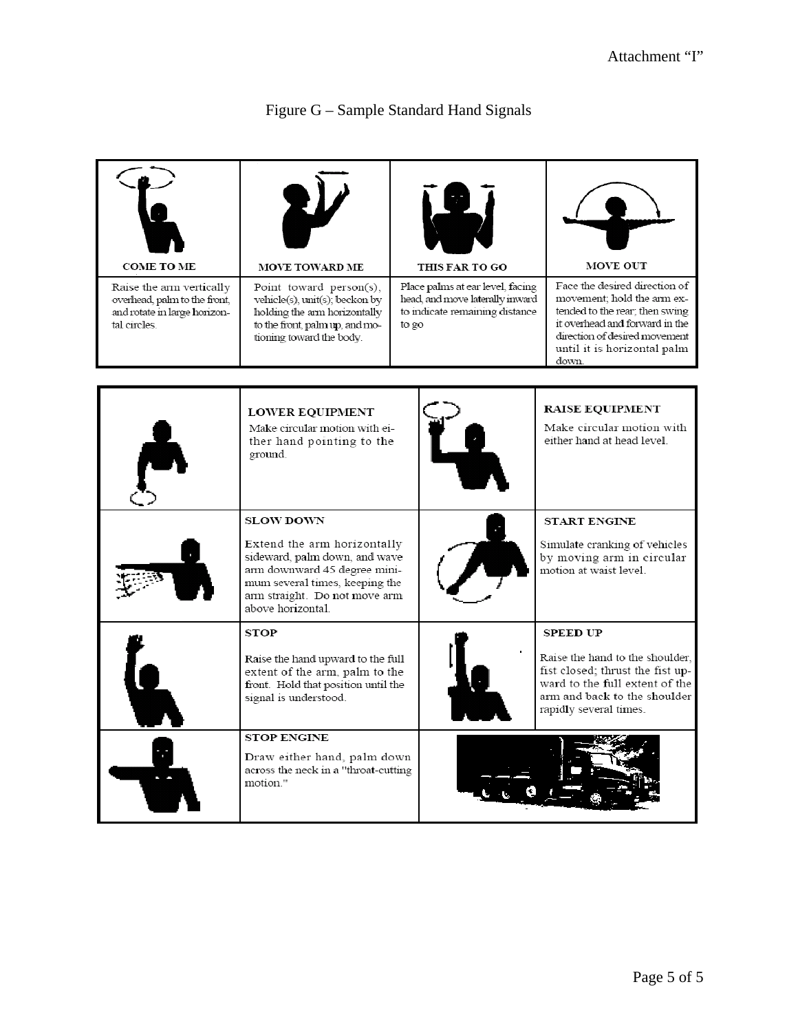Attachment "I"

Figure G – Sample Standard Hand Signals

| COME TO ME | MOVE TOWARD ME | THIS FAR TO GO | MOVE OUT |
|---|---|---|---|
| Raise the arm vertically overhead, palm to the front, and rotate in large horizontal circles. | Point toward person(s), vehicle(s), unit(s); beckon by holding the arm horizontally to the front, palm up, and motioning toward the body. | Place palms at ear level, facing head, and move laterally inward to indicate remaining distance to go | Face the desired direction of movement; hold the arm extended to the rear; then swing it overhead and forward in the direction of desired movement until it is horizontal palm down. |

| | | | |
|---|---|---|---|
| | **LOWER EQUIPMENT** Make circular motion with either hand pointing to the ground. | | **RAISE EQUIPMENT** Make circular motion with either hand at head level. |
| | **SLOW DOWN** Extend the arm horizontally sideward, palm down, and wave arm downward 45 degree minimum several times, keeping the arm straight. Do not move arm above horizontal. | | **START ENGINE** Simulate cranking of vehicles by moving arm in circular motion at waist level. |
| | **STOP** Raise the hand upward to the full extent of the arm, palm to the front. Hold that position until the signal is understood. | | **SPEED UP** Raise the hand to the shoulder, fist closed; thrust the fist upward to the full extent of the arm and back to the shoulder rapidly several times. |
| | **STOP ENGINE** Draw either hand, palm down across the neck in a "throat-cutting motion." | | |